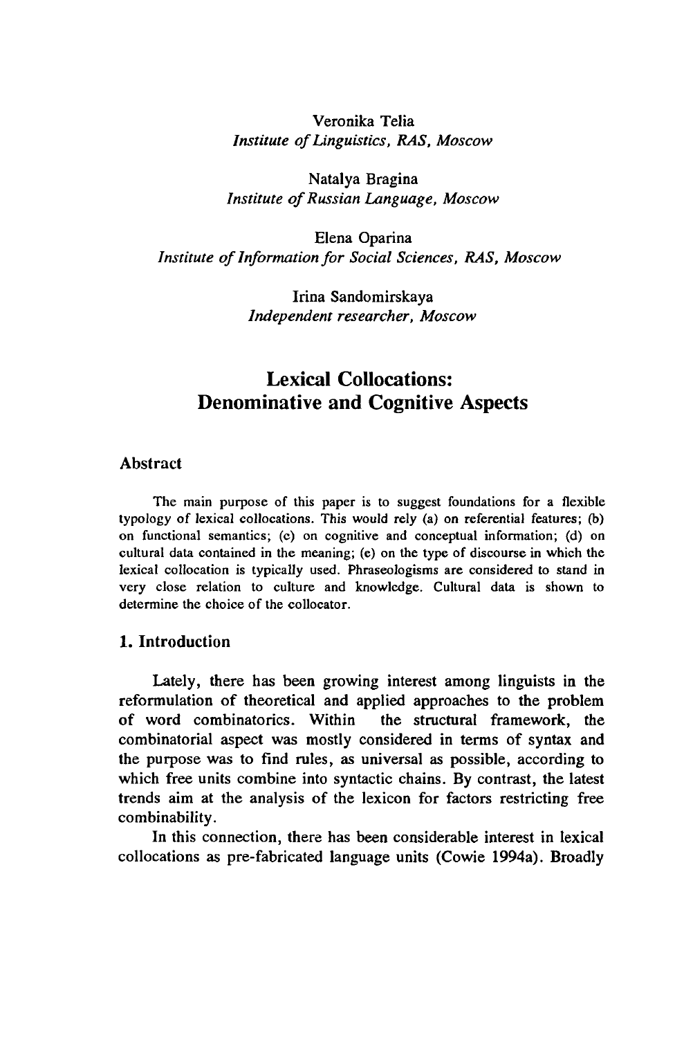Veronika Telia
*Institute of Linguistics, RAS, Moscow*

Natalya Bragina
*Institute of Russian Language, Moscow*

Elena Oparina
*Institute of Information for Social Sciences, RAS, Moscow*

Irina Sandomirskaya
*Independent researcher, Moscow*

# Lexical Collocations: Denominative and Cognitive Aspects

## Abstract

The main purpose of this paper is to suggest foundations for a flexible typology of lexical collocations. This would rely (a) on referential features; (b) on functional semantics; (c) on cognitive and conceptual information; (d) on cultural data contained in the meaning; (e) on the type of discourse in which the lexical collocation is typically used. Phraseologisms are considered to stand in very close relation to culture and knowledge. Cultural data is shown to determine the choice of the collocator.

## 1. Introduction

Lately, there has been growing interest among linguists in the reformulation of theoretical and applied approaches to the problem of word combinatorics. Within the structural framework, the combinatorial aspect was mostly considered in terms of syntax and the purpose was to find rules, as universal as possible, according to which free units combine into syntactic chains. By contrast, the latest trends aim at the analysis of the lexicon for factors restricting free combinability.

In this connection, there has been considerable interest in lexical collocations as pre-fabricated language units (Cowie 1994a). Broadly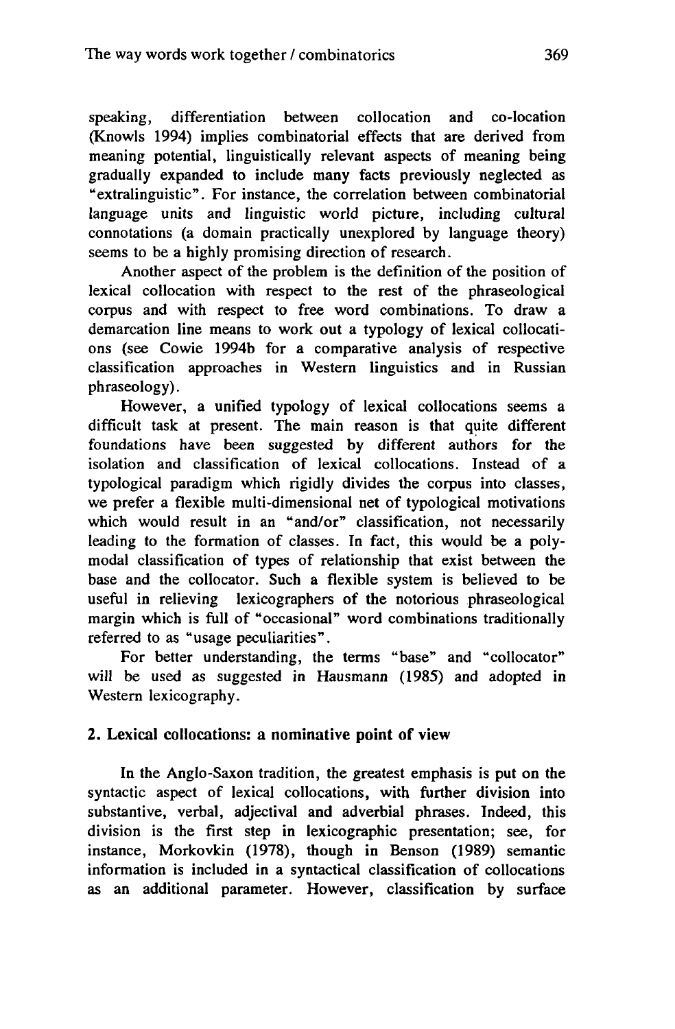speaking, differentiation between collocation and co-location (Knowls 1994) implies combinatorial effects that are derived from meaning potential, linguistically relevant aspects of meaning being gradually expanded to include many facts previously neglected as "extralinguistic". For instance, the correlation between combinatorial language units and linguistic world picture, including cultural connotations (a domain practically unexplored by language theory) seems to be a highly promising direction of research.

Another aspect of the problem is the definition of the position of lexical collocation with respect to the rest of the phraseological corpus and with respect to free word combinations. To draw a demarcation line means to work out a typology of lexical collocations (see Cowie 1994b for a comparative analysis of respective classification approaches in Western linguistics and in Russian phraseology).

However, a unified typology of lexical collocations seems a difficult task at present. The main reason is that quite different foundations have been suggested by different authors for the isolation and classification of lexical collocations. Instead of a typological paradigm which rigidly divides the corpus into classes, we prefer a flexible multi-dimensional net of typological motivations which would result in an "and/or" classification, not necessarily leading to the formation of classes. In fact, this would be a poly-modal classification of types of relationship that exist between the base and the collocator. Such a flexible system is believed to be useful in relieving lexicographers of the notorious phraseological margin which is full of "occasional" word combinations traditionally referred to as "usage peculiarities".

For better understanding, the terms "base" and "collocator" will be used as suggested in Hausmann (1985) and adopted in Western lexicography.

## 2. Lexical collocations: a nominative point of view

In the Anglo-Saxon tradition, the greatest emphasis is put on the syntactic aspect of lexical collocations, with further division into substantive, verbal, adjectival and adverbial phrases. Indeed, this division is the first step in lexicographic presentation; see, for instance, Morkovkin (1978), though in Benson (1989) semantic information is included in a syntactical classification of collocations as an additional parameter. However, classification by surface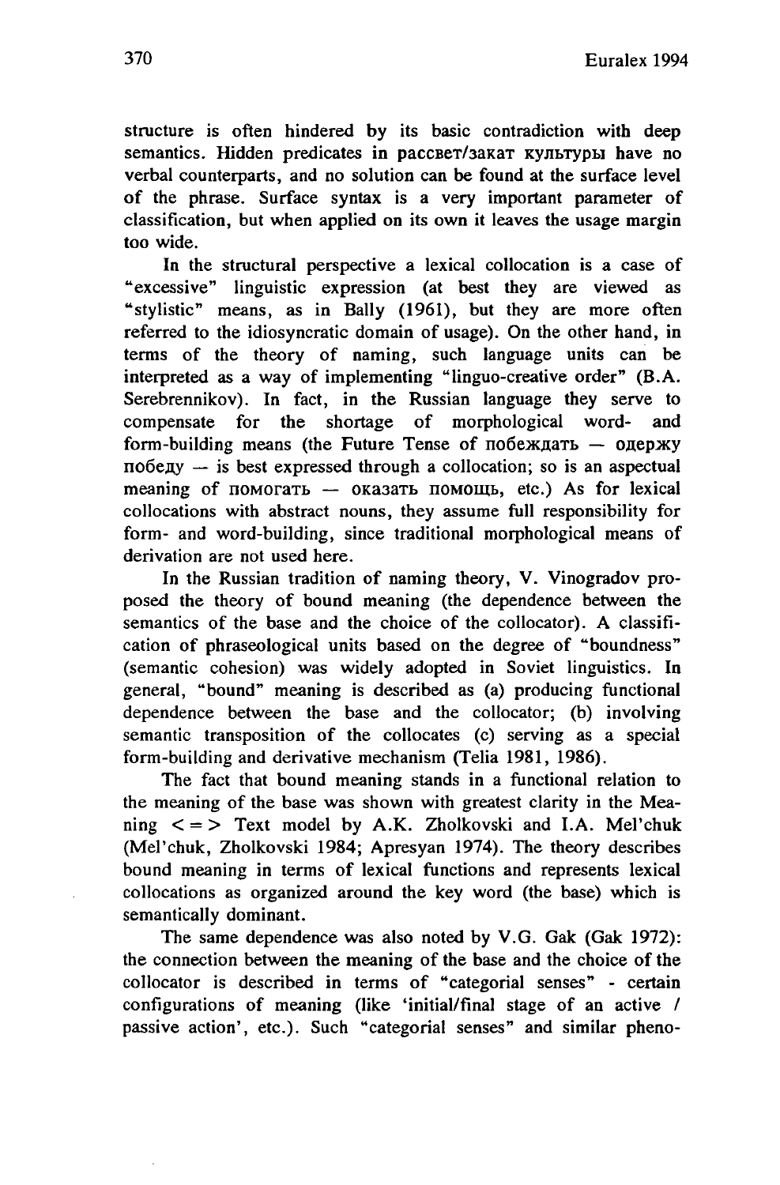structure is often hindered by its basic contradiction with deep semantics. Hidden predicates in рассвет/закат культуры have no verbal counterparts, and no solution can be found at the surface level of the phrase. Surface syntax is a very important parameter of classification, but when applied on its own it leaves the usage margin too wide.

In the structural perspective a lexical collocation is a case of "excessive" linguistic expression (at best they are viewed as "stylistic" means, as in Bally (1961), but they are more often referred to the idiosyncratic domain of usage). On the other hand, in terms of the theory of naming, such language units can be interpreted as a way of implementing "linguo-creative order" (B.A. Serebrennikov). In fact, in the Russian language they serve to compensate for the shortage of morphological word- and form-building means (the Future Tense of побеждать — одержу победу — is best expressed through a collocation; so is an aspectual meaning of помогать — оказать помощь, etc.) As for lexical collocations with abstract nouns, they assume full responsibility for form- and word-building, since traditional morphological means of derivation are not used here.

In the Russian tradition of naming theory, V. Vinogradov proposed the theory of bound meaning (the dependence between the semantics of the base and the choice of the collocator). A classification of phraseological units based on the degree of "boundness" (semantic cohesion) was widely adopted in Soviet linguistics. In general, "bound" meaning is described as (a) producing functional dependence between the base and the collocator; (b) involving semantic transposition of the collocates (c) serving as a special form-building and derivative mechanism (Telia 1981, 1986).

The fact that bound meaning stands in a functional relation to the meaning of the base was shown with greatest clarity in the Meaning <=> Text model by A.K. Zholkovski and I.A. Mel'chuk (Mel'chuk, Zholkovski 1984; Apresyan 1974). The theory describes bound meaning in terms of lexical functions and represents lexical collocations as organized around the key word (the base) which is semantically dominant.

The same dependence was also noted by V.G. Gak (Gak 1972): the connection between the meaning of the base and the choice of the collocator is described in terms of "categorial senses" - certain configurations of meaning (like 'initial/final stage of an active / passive action', etc.). Such "categorial senses" and similar pheno-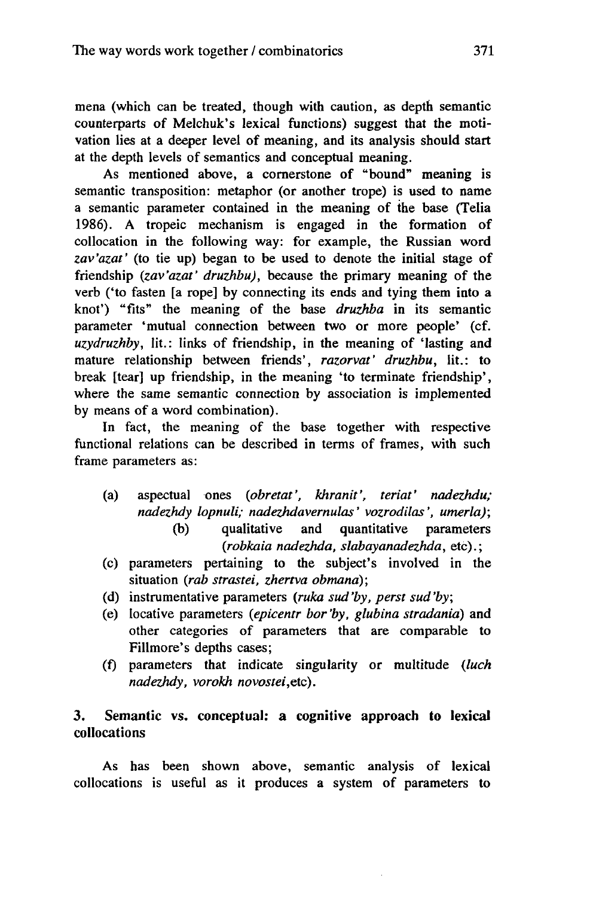mena (which can be treated, though with caution, as depth semantic counterparts of Melchuk's lexical functions) suggest that the motivation lies at a deeper level of meaning, and its analysis should start at the depth levels of semantics and conceptual meaning.

As mentioned above, a cornerstone of "bound" meaning is semantic transposition: metaphor (or another trope) is used to name a semantic parameter contained in the meaning of the base (Telia 1986). A tropeic mechanism is engaged in the formation of collocation in the following way: for example, the Russian word *zav'azat'* (to tie up) began to be used to denote the initial stage of friendship (*zav'azat' druzhbu)*, because the primary meaning of the verb ('to fasten [a rope] by connecting its ends and tying them into a knot') "fits" the meaning of the base *druzhba* in its semantic parameter 'mutual connection between two or more people' (cf. *uzydruzhby*, lit.: links of friendship, in the meaning of 'lasting and mature relationship between friends', *razorvat' druzhbu*, lit.: to break [tear] up friendship, in the meaning 'to terminate friendship', where the same semantic connection by association is implemented by means of a word combination).

In fact, the meaning of the base together with respective functional relations can be described in terms of frames, with such frame parameters as:

(a) aspectual ones (*obretat', khranit', teriat' nadezhdu; nadezhdy lopnuli; nadezhdavernulas' vozrodilas', umerla)*;
(b) qualitative and quantitative parameters (*robkaia nadezhda, slabayanadezhda*, etc).;
(c) parameters pertaining to the subject's involved in the situation (*rab strastei, zhertva obmana*);
(d) instrumentative parameters (*ruka sud'by, perst sud'by*;
(e) locative parameters (*epicentr bor'by, glubina stradania*) and other categories of parameters that are comparable to Fillmore's depths cases;
(f) parameters that indicate singularity or multitude (*luch nadezhdy, vorokh novostei*,etc).

## 3. Semantic vs. conceptual: a cognitive approach to lexical collocations

As has been shown above, semantic analysis of lexical collocations is useful as it produces a system of parameters to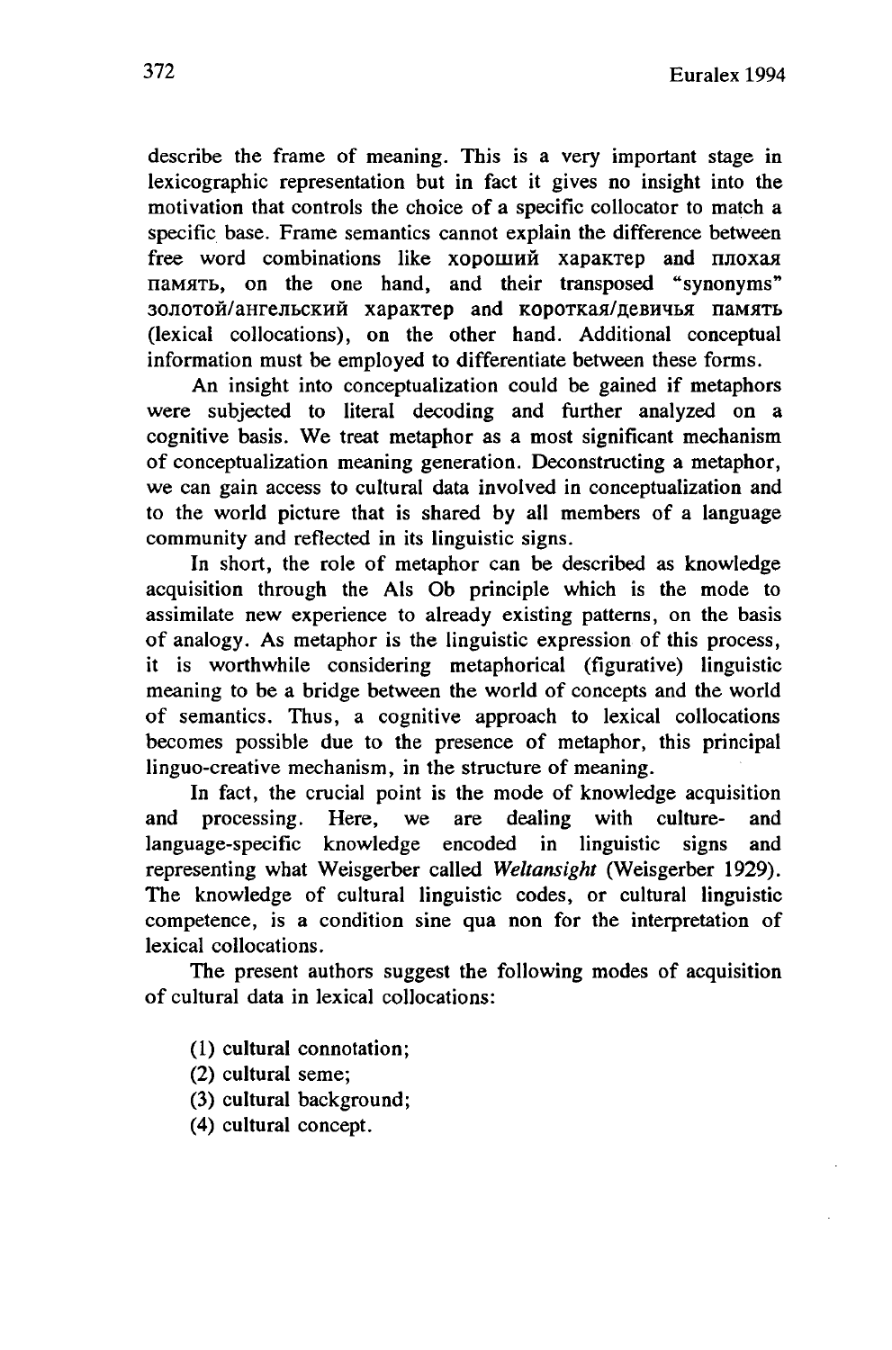describe the frame of meaning. This is a very important stage in lexicographic representation but in fact it gives no insight into the motivation that controls the choice of a specific collocator to match a specific base. Frame semantics cannot explain the difference between free word combinations like хороший характер and плохая память, on the one hand, and their transposed "synonyms" золотой/ангельский характер and короткая/девичья память (lexical collocations), on the other hand. Additional conceptual information must be employed to differentiate between these forms.

An insight into conceptualization could be gained if metaphors were subjected to literal decoding and further analyzed on a cognitive basis. We treat metaphor as a most significant mechanism of conceptualization meaning generation. Deconstructing a metaphor, we can gain access to cultural data involved in conceptualization and to the world picture that is shared by all members of a language community and reflected in its linguistic signs.

In short, the role of metaphor can be described as knowledge acquisition through the Als Ob principle which is the mode to assimilate new experience to already existing patterns, on the basis of analogy. As metaphor is the linguistic expression of this process, it is worthwhile considering metaphorical (figurative) linguistic meaning to be a bridge between the world of concepts and the world of semantics. Thus, a cognitive approach to lexical collocations becomes possible due to the presence of metaphor, this principal linguo-creative mechanism, in the structure of meaning.

In fact, the crucial point is the mode of knowledge acquisition and processing. Here, we are dealing with culture- and language-specific knowledge encoded in linguistic signs and representing what Weisgerber called *Weltansight* (Weisgerber 1929). The knowledge of cultural linguistic codes, or cultural linguistic competence, is a condition sine qua non for the interpretation of lexical collocations.

The present authors suggest the following modes of acquisition of cultural data in lexical collocations:

(1) cultural connotation;
(2) cultural seme;
(3) cultural background;
(4) cultural concept.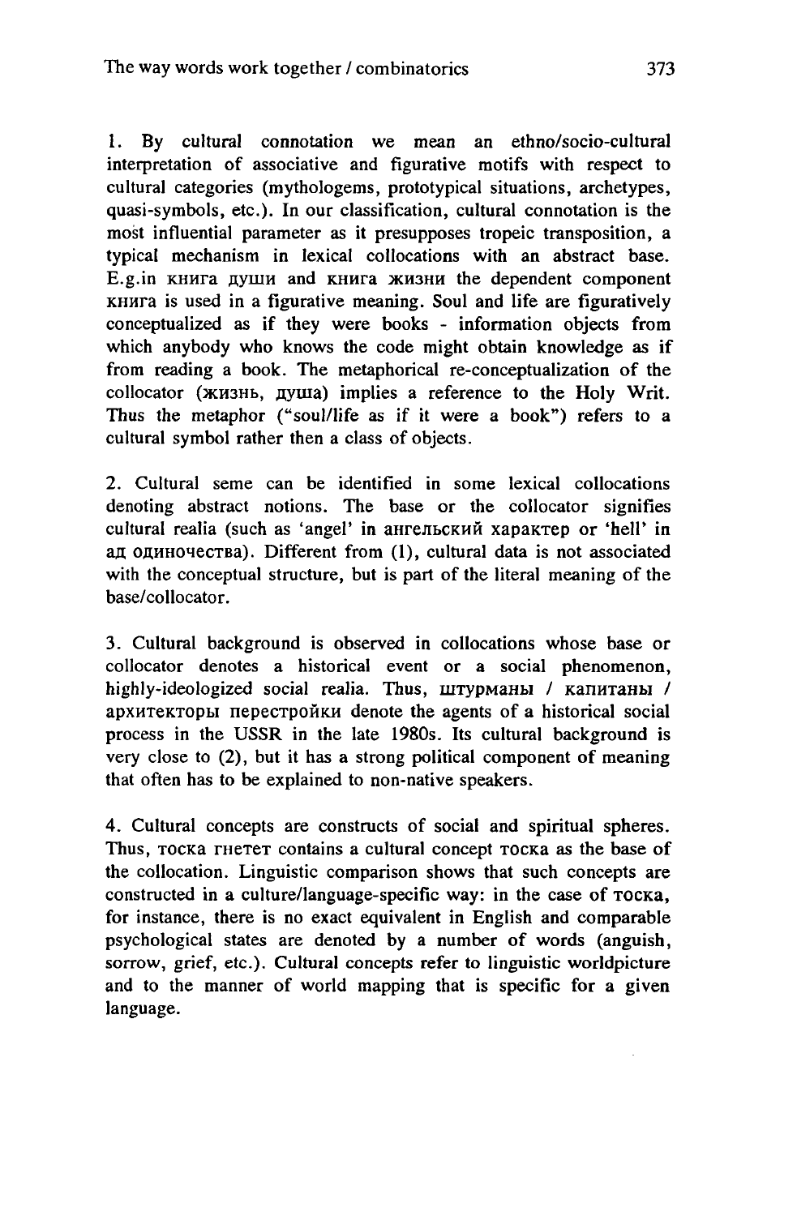1. By cultural connotation we mean an ethno/socio-cultural interpretation of associative and figurative motifs with respect to cultural categories (mythologems, prototypical situations, archetypes, quasi-symbols, etc.). In our classification, cultural connotation is the most influential parameter as it presupposes tropeic transposition, a typical mechanism in lexical collocations with an abstract base. E.g.in книга души and книга жизни the dependent component книга is used in a figurative meaning. Soul and life are figuratively conceptualized as if they were books - information objects from which anybody who knows the code might obtain knowledge as if from reading a book. The metaphorical re-conceptualization of the collocator (жизнь, душа) implies a reference to the Holy Writ. Thus the metaphor ("soul/life as if it were a book") refers to a cultural symbol rather then a class of objects.

2. Cultural seme can be identified in some lexical collocations denoting abstract notions. The base or the collocator signifies cultural realia (such as 'angel' in ангельский характер or 'hell' in ад одиночества). Different from (1), cultural data is not associated with the conceptual structure, but is part of the literal meaning of the base/collocator.

3. Cultural background is observed in collocations whose base or collocator denotes a historical event or a social phenomenon, highly-ideologized social realia. Thus, штурманы / капитаны / архитекторы перестройки denote the agents of a historical social process in the USSR in the late 1980s. Its cultural background is very close to (2), but it has a strong political component of meaning that often has to be explained to non-native speakers.

4. Cultural concepts are constructs of social and spiritual spheres. Thus, тоска гнетет contains a cultural concept тоска as the base of the collocation. Linguistic comparison shows that such concepts are constructed in a culture/language-specific way: in the case of тоска, for instance, there is no exact equivalent in English and comparable psychological states are denoted by a number of words (anguish, sorrow, grief, etc.). Cultural concepts refer to linguistic worldpicture and to the manner of world mapping that is specific for a given language.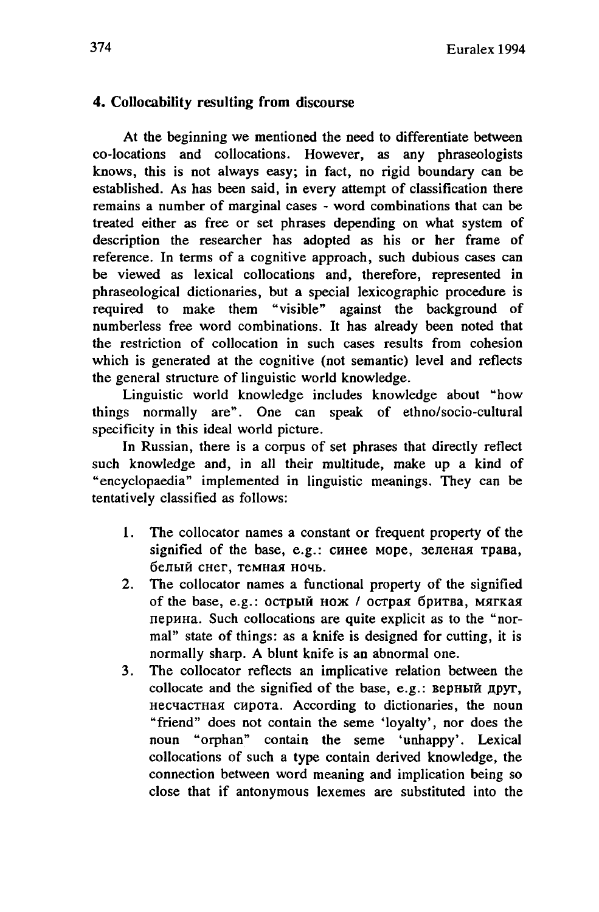## 4. Collocability resulting from discourse

At the beginning we mentioned the need to differentiate between co-locations and collocations. However, as any phraseologists knows, this is not always easy; in fact, no rigid boundary can be established. As has been said, in every attempt of classification there remains a number of marginal cases - word combinations that can be treated either as free or set phrases depending on what system of description the researcher has adopted as his or her frame of reference. In terms of a cognitive approach, such dubious cases can be viewed as lexical collocations and, therefore, represented in phraseological dictionaries, but a special lexicographic procedure is required to make them "visible" against the background of numberless free word combinations. It has already been noted that the restriction of collocation in such cases results from cohesion which is generated at the cognitive (not semantic) level and reflects the general structure of linguistic world knowledge.

Linguistic world knowledge includes knowledge about "how things normally are". One can speak of ethno/socio-cultural specificity in this ideal world picture.

In Russian, there is a corpus of set phrases that directly reflect such knowledge and, in all their multitude, make up a kind of "encyclopaedia" implemented in linguistic meanings. They can be tentatively classified as follows:

1. The collocator names a constant or frequent property of the signified of the base, e.g.: синее море, зеленая трава, белый снег, темная ночь.
2. The collocator names a functional property of the signified of the base, e.g.: острый нож / острая бритва, мягкая перина. Such collocations are quite explicit as to the "normal" state of things: as a knife is designed for cutting, it is normally sharp. A blunt knife is an abnormal one.
3. The collocator reflects an implicative relation between the collocate and the signified of the base, e.g.: верный друг, несчастная сирота. According to dictionaries, the noun "friend" does not contain the seme 'loyalty', nor does the noun "orphan" contain the seme 'unhappy'. Lexical collocations of such a type contain derived knowledge, the connection between word meaning and implication being so close that if antonymous lexemes are substituted into the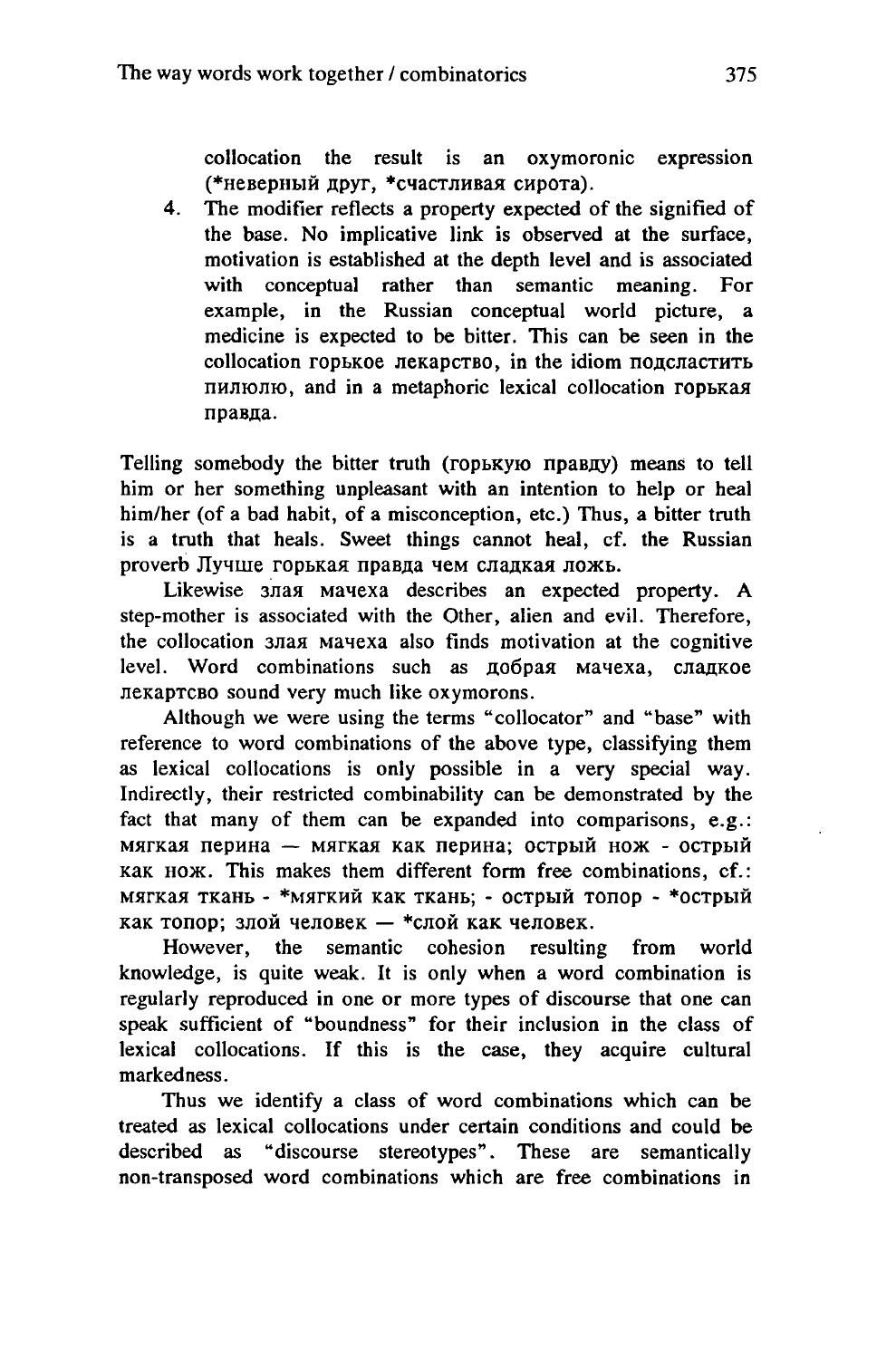collocation the result is an oxymoronic expression (*неверный друг, *счастливая сирота).

4. The modifier reflects a property expected of the signified of the base. No implicative link is observed at the surface, motivation is established at the depth level and is associated with conceptual rather than semantic meaning. For example, in the Russian conceptual world picture, a medicine is expected to be bitter. This can be seen in the collocation горькое лекарство, in the idiom подсластить пилюлю, and in a metaphoric lexical collocation горькая правда.

Telling somebody the bitter truth (горькую правду) means to tell him or her something unpleasant with an intention to help or heal him/her (of a bad habit, of a misconception, etc.) Thus, a bitter truth is a truth that heals. Sweet things cannot heal, cf. the Russian proverb Лучше горькая правда чем сладкая ложь.

Likewise злая мачеха describes an expected property. A step-mother is associated with the Other, alien and evil. Therefore, the collocation злая мачеха also finds motivation at the cognitive level. Word combinations such as добрая мачеха, сладкое лекартсво sound very much like oxymorons.

Although we were using the terms "collocator" and "base" with reference to word combinations of the above type, classifying them as lexical collocations is only possible in a very special way. Indirectly, their restricted combinability can be demonstrated by the fact that many of them can be expanded into comparisons, e.g.: мягкая перина — мягкая как перина; острый нож - острый как нож. This makes them different form free combinations, cf.: мягкая ткань - *мягкий как ткань; - острый топор - *острый как топор; злой человек — *слой как человек.

However, the semantic cohesion resulting from world knowledge, is quite weak. It is only when a word combination is regularly reproduced in one or more types of discourse that one can speak sufficient of "boundness" for their inclusion in the class of lexical collocations. If this is the case, they acquire cultural markedness.

Thus we identify a class of word combinations which can be treated as lexical collocations under certain conditions and could be described as "discourse stereotypes". These are semantically non-transposed word combinations which are free combinations in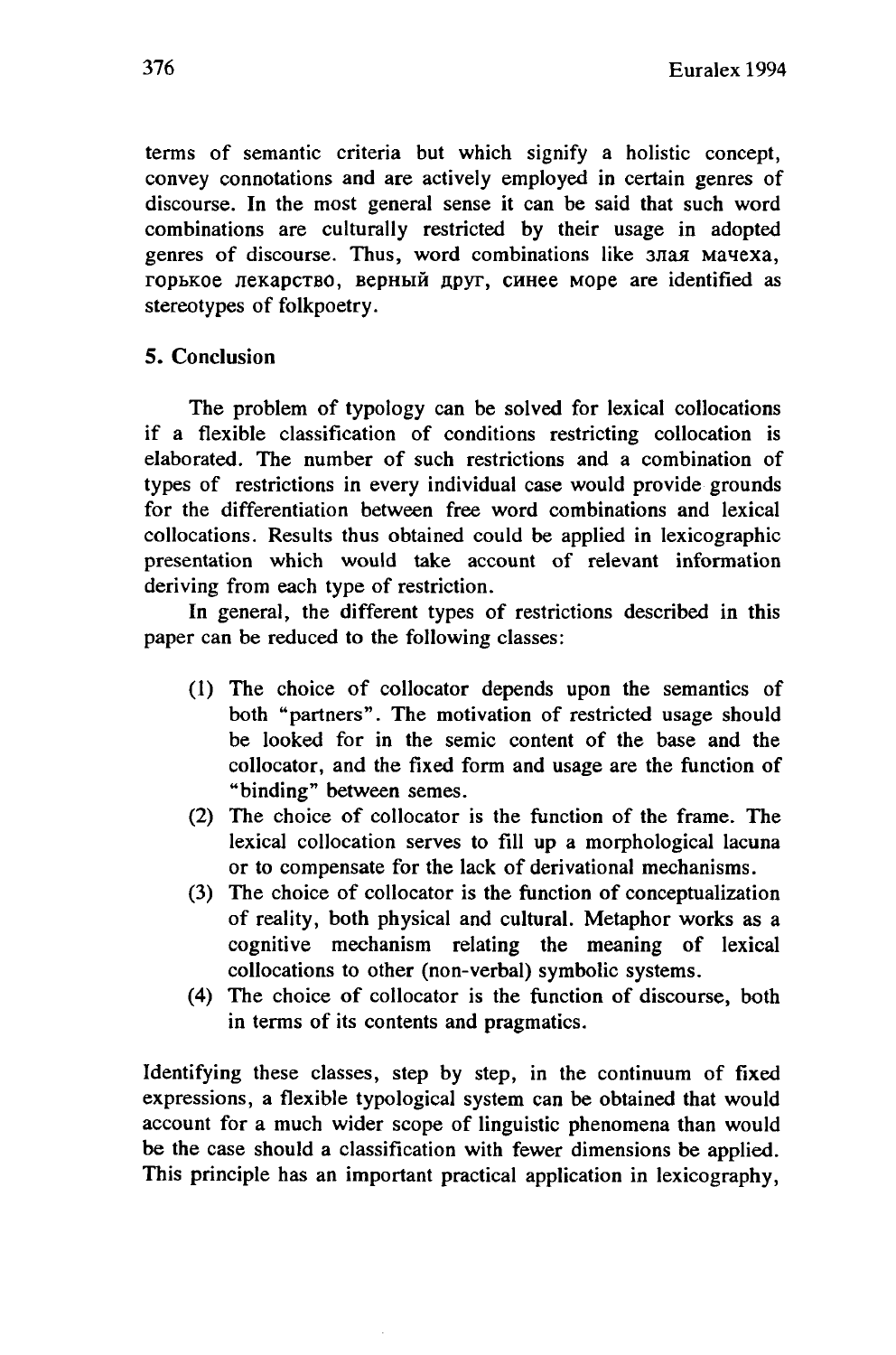terms of semantic criteria but which signify a holistic concept, convey connotations and are actively employed in certain genres of discourse. In the most general sense it can be said that such word combinations are culturally restricted by their usage in adopted genres of discourse. Thus, word combinations like злая мачеха, горькое лекарство, верный друг, синее море are identified as stereotypes of folkpoetry.

## 5. Conclusion

The problem of typology can be solved for lexical collocations if a flexible classification of conditions restricting collocation is elaborated. The number of such restrictions and a combination of types of restrictions in every individual case would provide grounds for the differentiation between free word combinations and lexical collocations. Results thus obtained could be applied in lexicographic presentation which would take account of relevant information deriving from each type of restriction.

In general, the different types of restrictions described in this paper can be reduced to the following classes:

(1) The choice of collocator depends upon the semantics of both "partners". The motivation of restricted usage should be looked for in the semic content of the base and the collocator, and the fixed form and usage are the function of "binding" between semes.

(2) The choice of collocator is the function of the frame. The lexical collocation serves to fill up a morphological lacuna or to compensate for the lack of derivational mechanisms.

(3) The choice of collocator is the function of conceptualization of reality, both physical and cultural. Metaphor works as a cognitive mechanism relating the meaning of lexical collocations to other (non-verbal) symbolic systems.

(4) The choice of collocator is the function of discourse, both in terms of its contents and pragmatics.

Identifying these classes, step by step, in the continuum of fixed expressions, a flexible typological system can be obtained that would account for a much wider scope of linguistic phenomena than would be the case should a classification with fewer dimensions be applied. This principle has an important practical application in lexicography,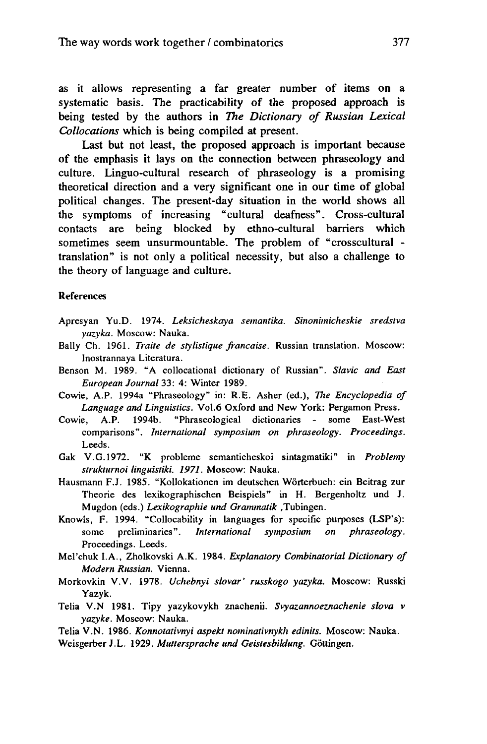as it allows representing a far greater number of items on a systematic basis. The practicability of the proposed approach is being tested by the authors in *The Dictionary of Russian Lexical Collocations* which is being compiled at present.

Last but not least, the proposed approach is important because of the emphasis it lays on the connection between phraseology and culture. Linguo-cultural research of phraseology is a promising theoretical direction and a very significant one in our time of global political changes. The present-day situation in the world shows all the symptoms of increasing "cultural deafness". Cross-cultural contacts are being blocked by ethno-cultural barriers which sometimes seem unsurmountable. The problem of "crosscultural - translation" is not only a political necessity, but also a challenge to the theory of language and culture.

**References**

Apresyan Yu.D. 1974. *Leksicheskaya semantika. Sinonimicheskie sredstva yazyka*. Moscow: Nauka.

Bally Ch. 1961. *Traite de stylistique francaise*. Russian translation. Moscow: Inostrannaya Literatura.

Benson M. 1989. "A collocational dictionary of Russian". *Slavic and East European Journal* 33: 4: Winter 1989.

Cowie, A.P. 1994a "Phraseology" in: R.E. Asher (ed.), *The Encyclopedia of Language and Linguistics*. Vol.6 Oxford and New York: Pergamon Press.

Cowie, A.P. 1994b. "Phraseological dictionaries - some East-West comparisons". *International symposium on phraseology. Proceedings*. Leeds.

Gak V.G.1972. "K probleme semanticheskoi sintagmatiki" in *Problemy strukturnoi linguistiki. 1971*. Moscow: Nauka.

Hausmann F.J. 1985. "Kollokationen im deutschen Wörterbuch: ein Beitrag zur Theorie des lexikographischen Beispiels" in H. Bergenholtz und J. Mugdon (eds.) *Lexikographie und Grammatik* ,Tubingen.

Knowls, F. 1994. "Collocability in languages for specific purposes (LSP's): some preliminaries". *International symposium on phraseology*. Proceedings. Leeds.

Mel'chuk I.A., Zholkovski A.K. 1984. *Explanatory Combinatorial Dictionary of Modern Russian*. Vienna.

Morkovkin V.V. 1978. *Uchebnyi slovar' russkogo yazyka*. Moscow: Russki Yazyk.

Telia V.N 1981. Tipy yazykovykh znachenii. *Svyazannoeznachenie slova v yazyke*. Moscow: Nauka.

Telia V.N. 1986. *Konnotativnyi aspekt nominativnykh edinits*. Moscow: Nauka.

Weisgerber J.L. 1929. *Muttersprache und Geistesbildung*. Göttingen.